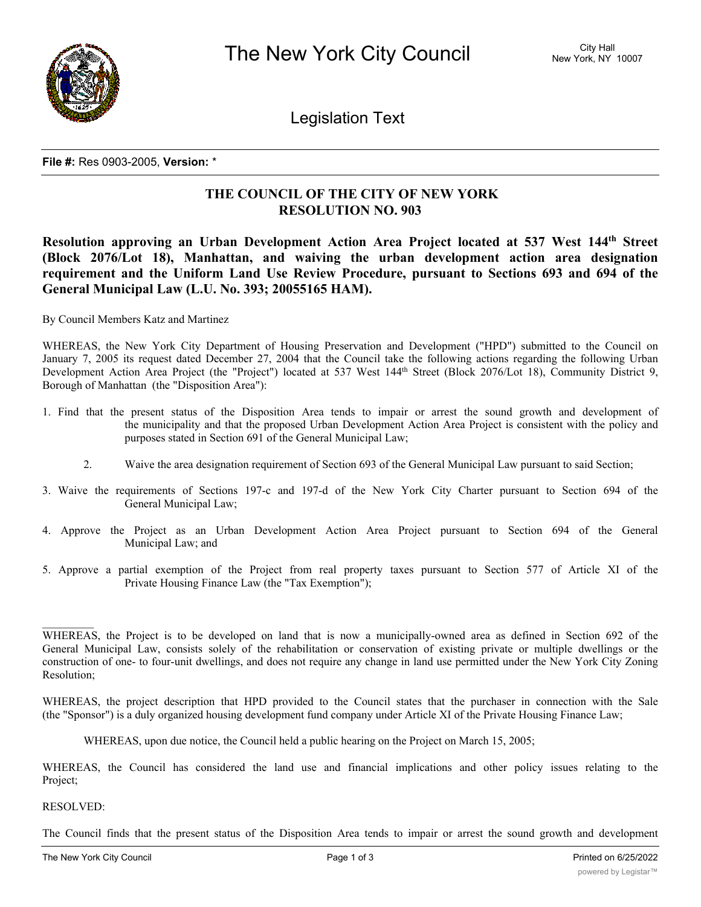# The New York City Council

City Hall
New York, NY 10007

## Legislation Text

**File #:** Res 0903-2005, **Version:** *

## THE COUNCIL OF THE CITY OF NEW YORK
## RESOLUTION NO. 903

**Resolution approving an Urban Development Action Area Project located at 537 West 144th Street (Block 2076/Lot 18), Manhattan, and waiving the urban development action area designation requirement and the Uniform Land Use Review Procedure, pursuant to Sections 693 and 694 of the General Municipal Law (L.U. No. 393; 20055165 HAM).**

By Council Members Katz and Martinez

WHEREAS, the New York City Department of Housing Preservation and Development ("HPD") submitted to the Council on January 7, 2005 its request dated December 27, 2004 that the Council take the following actions regarding the following Urban Development Action Area Project (the "Project") located at 537 West 144th Street (Block 2076/Lot 18), Community District 9, Borough of Manhattan (the "Disposition Area"):

1. Find that the present status of the Disposition Area tends to impair or arrest the sound growth and development of the municipality and that the proposed Urban Development Action Area Project is consistent with the policy and purposes stated in Section 691 of the General Municipal Law;

2. Waive the area designation requirement of Section 693 of the General Municipal Law pursuant to said Section;

3. Waive the requirements of Sections 197-c and 197-d of the New York City Charter pursuant to Section 694 of the General Municipal Law;

4. Approve the Project as an Urban Development Action Area Project pursuant to Section 694 of the General Municipal Law; and

5. Approve a partial exemption of the Project from real property taxes pursuant to Section 577 of Article XI of the Private Housing Finance Law (the "Tax Exemption");

WHEREAS, the Project is to be developed on land that is now a municipally-owned area as defined in Section 692 of the General Municipal Law, consists solely of the rehabilitation or conservation of existing private or multiple dwellings or the construction of one- to four-unit dwellings, and does not require any change in land use permitted under the New York City Zoning Resolution;

WHEREAS, the project description that HPD provided to the Council states that the purchaser in connection with the Sale (the "Sponsor") is a duly organized housing development fund company under Article XI of the Private Housing Finance Law;

WHEREAS, upon due notice, the Council held a public hearing on the Project on March 15, 2005;

WHEREAS, the Council has considered the land use and financial implications and other policy issues relating to the Project;

RESOLVED:

The Council finds that the present status of the Disposition Area tends to impair or arrest the sound growth and development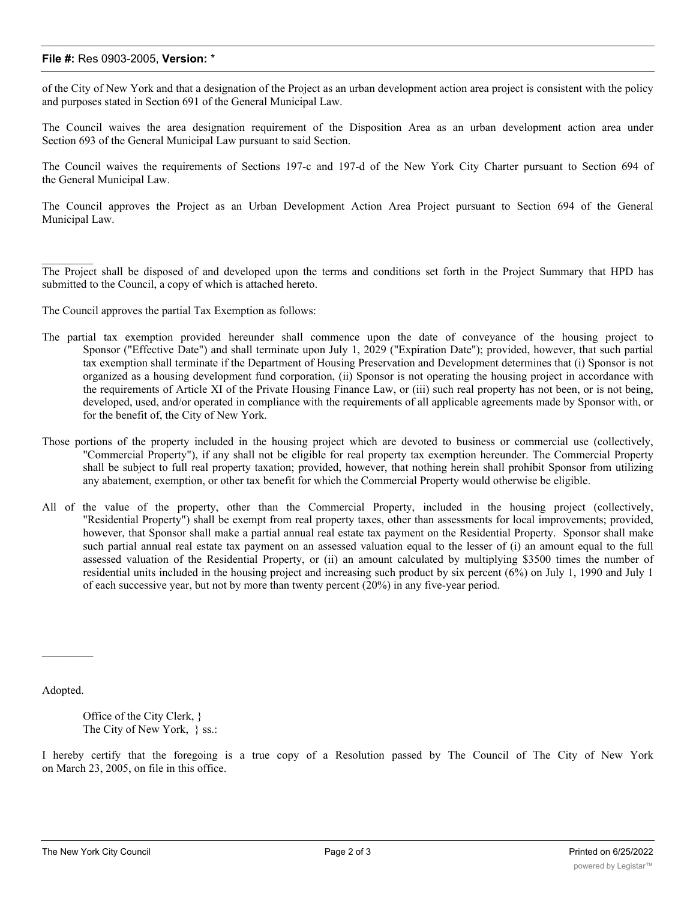of the City of New York and that a designation of the Project as an urban development action area project is consistent with the policy and purposes stated in Section 691 of the General Municipal Law.

The Council waives the area designation requirement of the Disposition Area as an urban development action area under Section 693 of the General Municipal Law pursuant to said Section.

The Council waives the requirements of Sections 197-c and 197-d of the New York City Charter pursuant to Section 694 of the General Municipal Law.

The Council approves the Project as an Urban Development Action Area Project pursuant to Section 694 of the General Municipal Law.

---

The Project shall be disposed of and developed upon the terms and conditions set forth in the Project Summary that HPD has submitted to the Council, a copy of which is attached hereto.

The Council approves the partial Tax Exemption as follows:

The partial tax exemption provided hereunder shall commence upon the date of conveyance of the housing project to Sponsor ("Effective Date") and shall terminate upon July 1, 2029 ("Expiration Date"); provided, however, that such partial tax exemption shall terminate if the Department of Housing Preservation and Development determines that (i) Sponsor is not organized as a housing development fund corporation, (ii) Sponsor is not operating the housing project in accordance with the requirements of Article XI of the Private Housing Finance Law, or (iii) such real property has not been, or is not being, developed, used, and/or operated in compliance with the requirements of all applicable agreements made by Sponsor with, or for the benefit of, the City of New York.

Those portions of the property included in the housing project which are devoted to business or commercial use (collectively, "Commercial Property"), if any shall not be eligible for real property tax exemption hereunder. The Commercial Property shall be subject to full real property taxation; provided, however, that nothing herein shall prohibit Sponsor from utilizing any abatement, exemption, or other tax benefit for which the Commercial Property would otherwise be eligible.

All of the value of the property, other than the Commercial Property, included in the housing project (collectively, "Residential Property") shall be exempt from real property taxes, other than assessments for local improvements; provided, however, that Sponsor shall make a partial annual real estate tax payment on the Residential Property. Sponsor shall make such partial annual real estate tax payment on an assessed valuation equal to the lesser of (i) an amount equal to the full assessed valuation of the Residential Property, or (ii) an amount calculated by multiplying $3500 times the number of residential units included in the housing project and increasing such product by six percent (6%) on July 1, 1990 and July 1 of each successive year, but not by more than twenty percent (20%) in any five-year period.

---

Adopted.

Office of the City Clerk, }
The City of New York, } ss.:

I hereby certify that the foregoing is a true copy of a Resolution passed by The Council of The City of New York on March 23, 2005, on file in this office.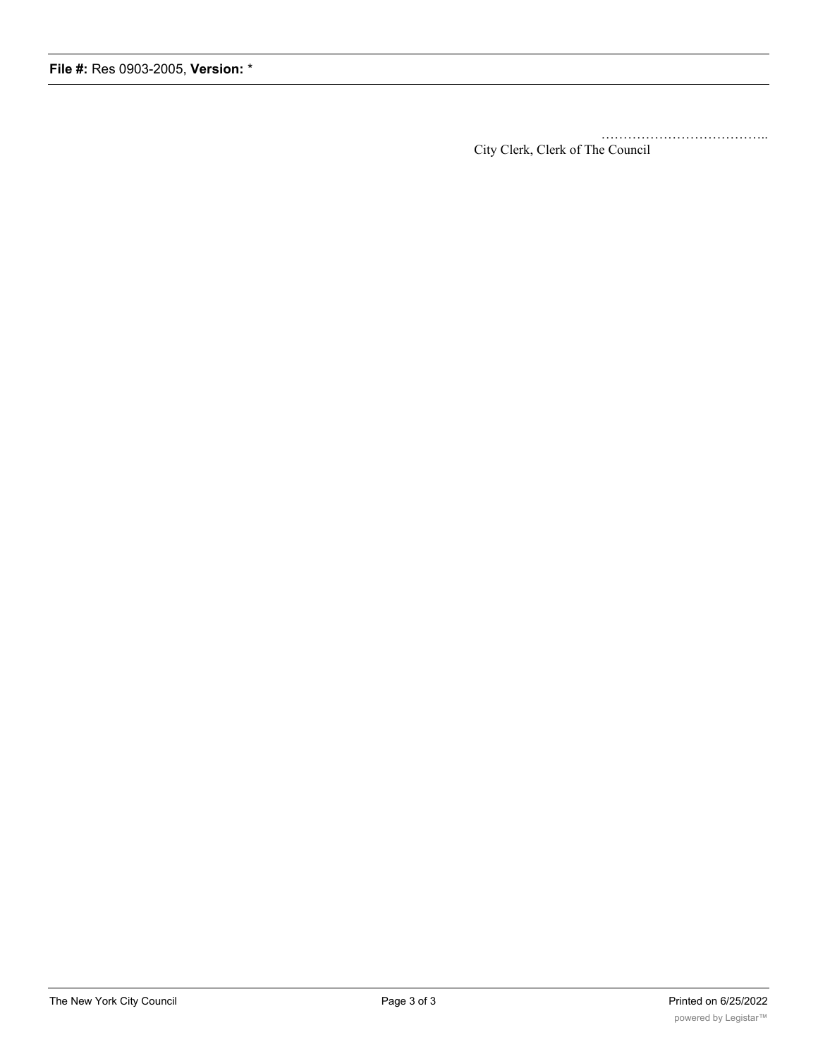………………………………..
City Clerk, Clerk of The Council